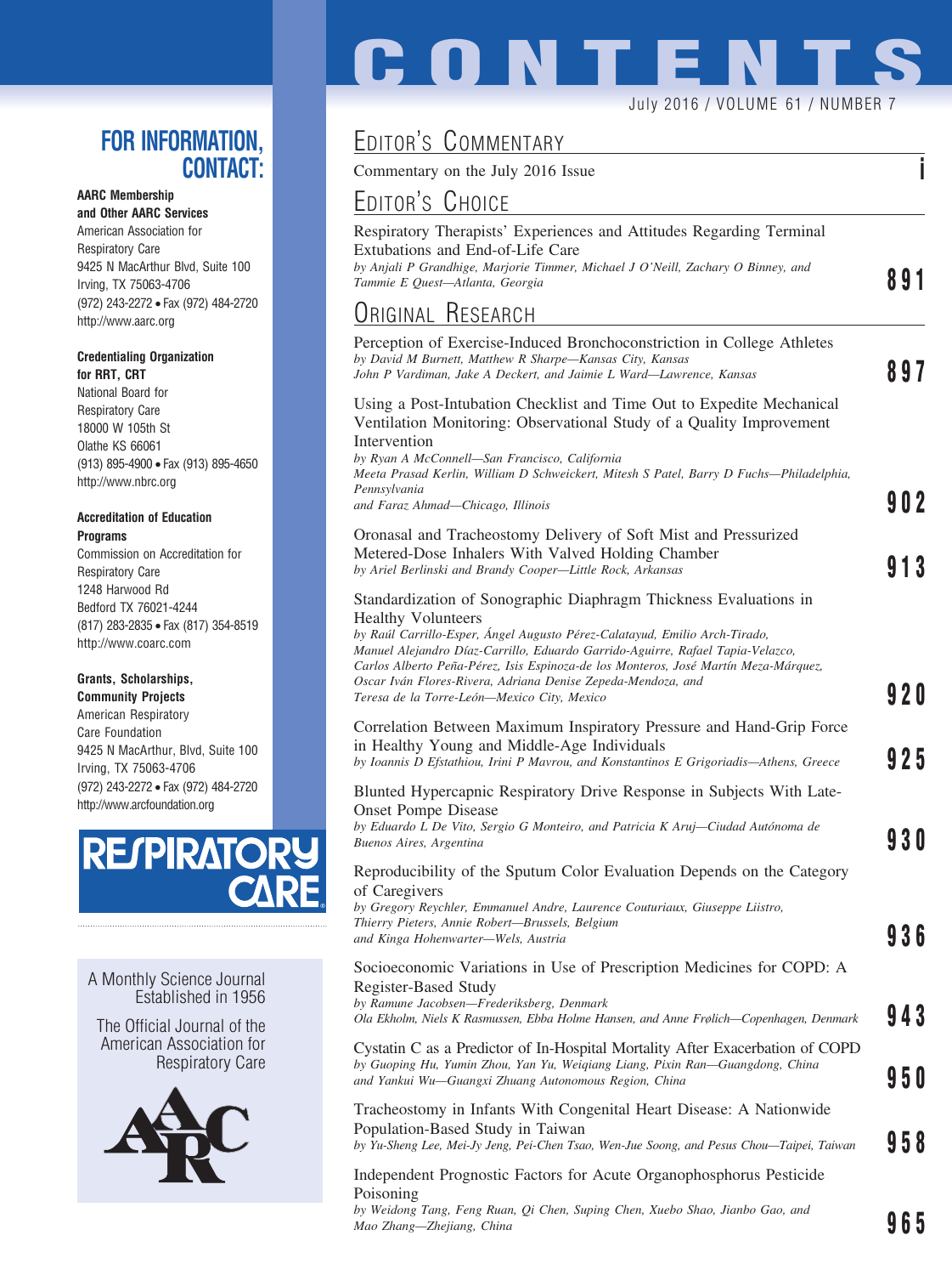# CONTENTS

July 2016 / VOLUME 61 / NUMBER 7

## EDITOR'S COMMENTARY

Commentary on the July 2016 Issue — i

## EDITOR'S CHOICE

Respiratory Therapists' Experiences and Attitudes Regarding Terminal Extubations and End-of-Life Care
*by Anjali P Grandhige, Marjorie Timmer, Michael J O'Neill, Zachary O Binney, and Tammie E Quest—Atlanta, Georgia* — 891

## ORIGINAL RESEARCH

Perception of Exercise-Induced Bronchoconstriction in College Athletes
*by David M Burnett, Matthew R Sharpe—Kansas City, Kansas*
*John P Vardiman, Jake A Deckert, and Jaimie L Ward—Lawrence, Kansas* — 897

Using a Post-Intubation Checklist and Time Out to Expedite Mechanical Ventilation Monitoring: Observational Study of a Quality Improvement Intervention
*by Ryan A McConnell—San Francisco, California*
*Meeta Prasad Kerlin, William D Schweickert, Mitesh S Patel, Barry D Fuchs—Philadelphia, Pennsylvania*
*and Faraz Ahmad—Chicago, Illinois* — 902

Oronasal and Tracheostomy Delivery of Soft Mist and Pressurized Metered-Dose Inhalers With Valved Holding Chamber
*by Ariel Berlinski and Brandy Cooper—Little Rock, Arkansas* — 913

Standardization of Sonographic Diaphragm Thickness Evaluations in Healthy Volunteers
*by Raúl Carrillo-Esper, Ángel Augusto Pérez-Calatayud, Emilio Arch-Tirado, Manuel Alejandro Díaz-Carrillo, Eduardo Garrido-Aguirre, Rafael Tapia-Velazco, Carlos Alberto Peña-Pérez, Isis Espinoza-de los Monteros, José Martín Meza-Márquez, Oscar Iván Flores-Rivera, Adriana Denise Zepeda-Mendoza, and Teresa de la Torre-León—Mexico City, Mexico* — 920

Correlation Between Maximum Inspiratory Pressure and Hand-Grip Force in Healthy Young and Middle-Age Individuals
*by Ioannis D Efstathiou, Irini P Mavrou, and Konstantinos E Grigoriadis—Athens, Greece* — 925

Blunted Hypercapnic Respiratory Drive Response in Subjects With Late-Onset Pompe Disease
*by Eduardo L De Vito, Sergio G Monteiro, and Patricia K Aruj—Ciudad Autónoma de Buenos Aires, Argentina* — 930

Reproducibility of the Sputum Color Evaluation Depends on the Category of Caregivers
*by Gregory Reychler, Emmanuel Andre, Laurence Couturiaux, Giuseppe Liistro, Thierry Pieters, Annie Robert—Brussels, Belgium*
*and Kinga Hohenwarter—Wels, Austria* — 936

Socioeconomic Variations in Use of Prescription Medicines for COPD: A Register-Based Study
*by Ramune Jacobsen—Frederiksberg, Denmark*
*Ola Ekholm, Niels K Rasmussen, Ebba Holme Hansen, and Anne Frølich—Copenhagen, Denmark* — 943

Cystatin C as a Predictor of In-Hospital Mortality After Exacerbation of COPD
*by Guoping Hu, Yumin Zhou, Yan Yu, Weiqiang Liang, Pixin Ran—Guangdong, China*
*and Yankui Wu—Guangxi Zhuang Autonomous Region, China* — 950

Tracheostomy in Infants With Congenital Heart Disease: A Nationwide Population-Based Study in Taiwan
*by Yu-Sheng Lee, Mei-Jy Jeng, Pei-Chen Tsao, Wen-Jue Soong, and Pesus Chou—Taipei, Taiwan* — 958

Independent Prognostic Factors for Acute Organophosphorus Pesticide Poisoning
*by Weidong Tang, Feng Ruan, Qi Chen, Suping Chen, Xuebo Shao, Jianbo Gao, and Mao Zhang—Zhejiang, China* — 965

## FOR INFORMATION, CONTACT:

**AARC Membership and Other AARC Services**
American Association for Respiratory Care
9425 N MacArthur Blvd, Suite 100
Irving, TX 75063-4706
(972) 243-2272 • Fax (972) 484-2720
http://www.aarc.org

**Credentialing Organization for RRT, CRT**
National Board for Respiratory Care
18000 W 105th St
Olathe KS 66061
(913) 895-4900 • Fax (913) 895-4650
http://www.nbrc.org

**Accreditation of Education Programs**
Commission on Accreditation for Respiratory Care
1248 Harwood Rd
Bedford TX 76021-4244
(817) 283-2835 • Fax (817) 354-8519
http://www.coarc.com

**Grants, Scholarships, Community Projects**
American Respiratory Care Foundation
9425 N MacArthur, Blvd, Suite 100
Irving, TX 75063-4706
(972) 243-2272 • Fax (972) 484-2720
http://www.arcfoundation.org

RESPIRATORY CARE

A Monthly Science Journal Established in 1956

The Official Journal of the American Association for Respiratory Care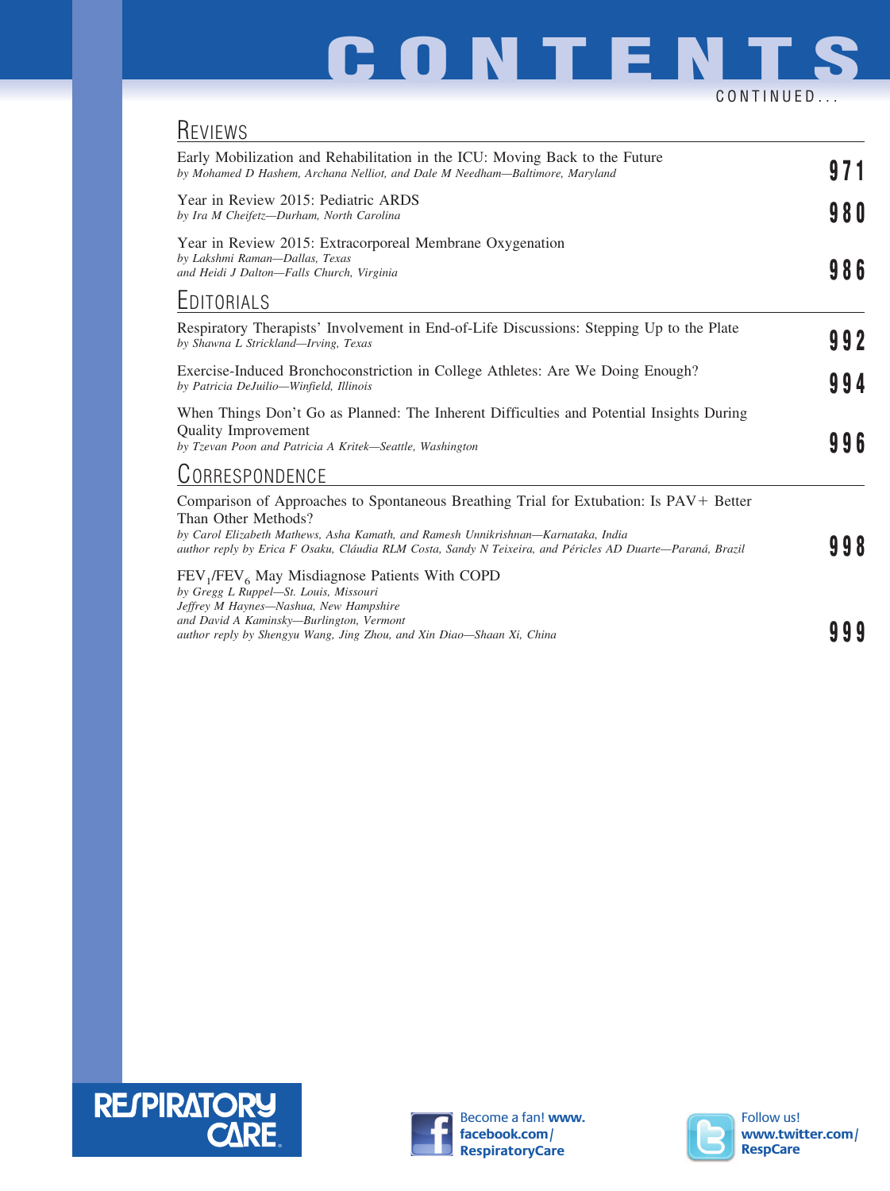# CONTENTS

CONTINUED...

## Reviews

Early Mobilization and Rehabilitation in the ICU: Moving Back to the Future
*by Mohamed D Hashem, Archana Nelliot, and Dale M Needham—Baltimore, Maryland* **971**

Year in Review 2015: Pediatric ARDS
*by Ira M Cheifetz—Durham, North Carolina* **980**

Year in Review 2015: Extracorporeal Membrane Oxygenation
*by Lakshmi Raman—Dallas, Texas*
*and Heidi J Dalton—Falls Church, Virginia* **986**

## Editorials

Respiratory Therapists' Involvement in End-of-Life Discussions: Stepping Up to the Plate
*by Shawna L Strickland—Irving, Texas* **992**

Exercise-Induced Bronchoconstriction in College Athletes: Are We Doing Enough?
*by Patricia DeJuilio—Winfield, Illinois* **994**

When Things Don't Go as Planned: The Inherent Difficulties and Potential Insights During Quality Improvement
*by Tzevan Poon and Patricia A Kritek—Seattle, Washington* **996**

## Correspondence

Comparison of Approaches to Spontaneous Breathing Trial for Extubation: Is PAV+ Better Than Other Methods?
*by Carol Elizabeth Mathews, Asha Kamath, and Ramesh Unnikrishnan—Karnataka, India*
*author reply by Erica F Osaku, Cláudia RLM Costa, Sandy N Teixeira, and Péricles AD Duarte—Paraná, Brazil* **998**

$FEV_1/FEV_6$ May Misdiagnose Patients With COPD
*by Gregg L Ruppel—St. Louis, Missouri*
*Jeffrey M Haynes—Nashua, New Hampshire*
*and David A Kaminsky—Burlington, Vermont*
*author reply by Shengyu Wang, Jing Zhou, and Xin Diao—Shaan Xi, China* **999**

RESPIRATORY CARE

Become a fan! www.facebook.com/RespiratoryCare

Follow us! www.twitter.com/RespCare